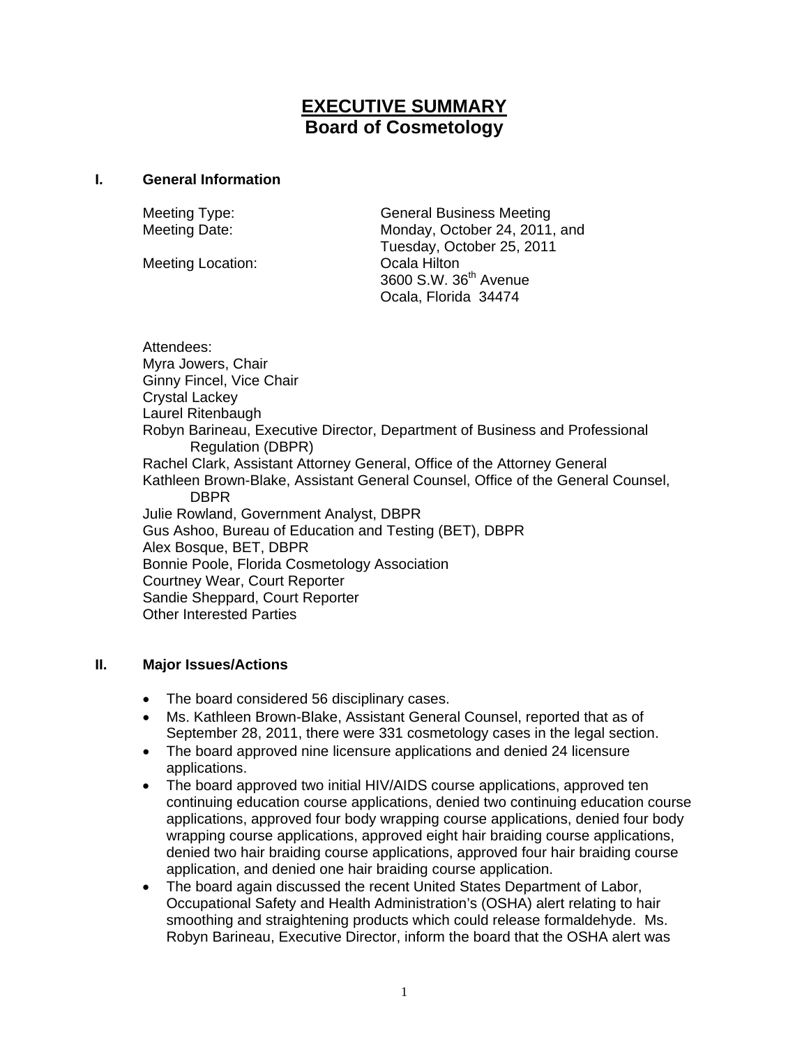# **EXECUTIVE SUMMARY**
## Board of Cosmetology

### I. General Information

Meeting Type: General Business Meeting

Meeting Date: Monday, October 24, 2011, and Tuesday, October 25, 2011

Meeting Location: Ocala Hilton
3600 S.W. 36th Avenue
Ocala, Florida 34474

Attendees:
Myra Jowers, Chair
Ginny Fincel, Vice Chair
Crystal Lackey
Laurel Ritenbaugh
Robyn Barineau, Executive Director, Department of Business and Professional Regulation (DBPR)
Rachel Clark, Assistant Attorney General, Office of the Attorney General
Kathleen Brown-Blake, Assistant General Counsel, Office of the General Counsel, DBPR
Julie Rowland, Government Analyst, DBPR
Gus Ashoo, Bureau of Education and Testing (BET), DBPR
Alex Bosque, BET, DBPR
Bonnie Poole, Florida Cosmetology Association
Courtney Wear, Court Reporter
Sandie Sheppard, Court Reporter
Other Interested Parties

### II. Major Issues/Actions

- The board considered 56 disciplinary cases.
- Ms. Kathleen Brown-Blake, Assistant General Counsel, reported that as of September 28, 2011, there were 331 cosmetology cases in the legal section.
- The board approved nine licensure applications and denied 24 licensure applications.
- The board approved two initial HIV/AIDS course applications, approved ten continuing education course applications, denied two continuing education course applications, approved four body wrapping course applications, denied four body wrapping course applications, approved eight hair braiding course applications, denied two hair braiding course applications, approved four hair braiding course application, and denied one hair braiding course application.
- The board again discussed the recent United States Department of Labor, Occupational Safety and Health Administration's (OSHA) alert relating to hair smoothing and straightening products which could release formaldehyde. Ms. Robyn Barineau, Executive Director, inform the board that the OSHA alert was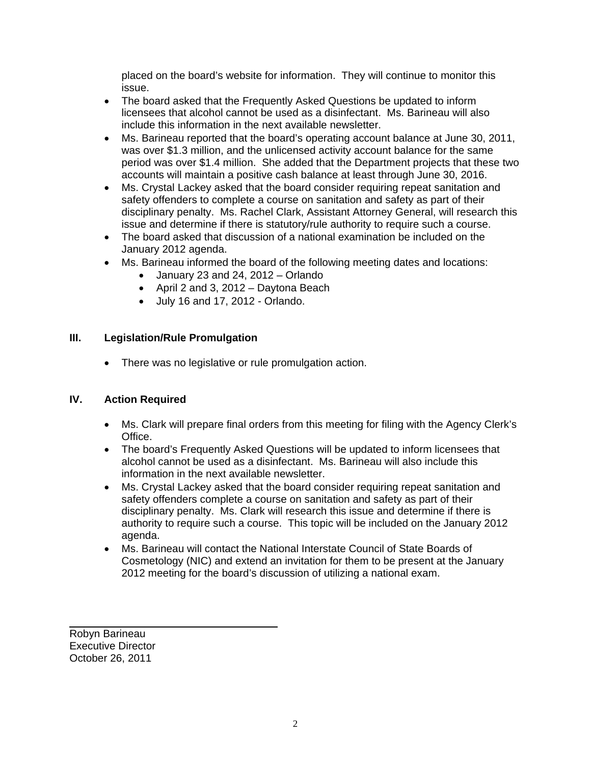placed on the board's website for information. They will continue to monitor this issue.

- The board asked that the Frequently Asked Questions be updated to inform licensees that alcohol cannot be used as a disinfectant. Ms. Barineau will also include this information in the next available newsletter.
- Ms. Barineau reported that the board's operating account balance at June 30, 2011, was over $1.3 million, and the unlicensed activity account balance for the same period was over $1.4 million. She added that the Department projects that these two accounts will maintain a positive cash balance at least through June 30, 2016.
- Ms. Crystal Lackey asked that the board consider requiring repeat sanitation and safety offenders to complete a course on sanitation and safety as part of their disciplinary penalty. Ms. Rachel Clark, Assistant Attorney General, will research this issue and determine if there is statutory/rule authority to require such a course.
- The board asked that discussion of a national examination be included on the January 2012 agenda.
- Ms. Barineau informed the board of the following meeting dates and locations:
  - January 23 and 24, 2012 – Orlando
  - April 2 and 3, 2012 – Daytona Beach
  - July 16 and 17, 2012 - Orlando.

## III. Legislation/Rule Promulgation

- There was no legislative or rule promulgation action.

## IV. Action Required

- Ms. Clark will prepare final orders from this meeting for filing with the Agency Clerk's Office.
- The board's Frequently Asked Questions will be updated to inform licensees that alcohol cannot be used as a disinfectant. Ms. Barineau will also include this information in the next available newsletter.
- Ms. Crystal Lackey asked that the board consider requiring repeat sanitation and safety offenders complete a course on sanitation and safety as part of their disciplinary penalty. Ms. Clark will research this issue and determine if there is authority to require such a course. This topic will be included on the January 2012 agenda.
- Ms. Barineau will contact the National Interstate Council of State Boards of Cosmetology (NIC) and extend an invitation for them to be present at the January 2012 meeting for the board's discussion of utilizing a national exam.

Robyn Barineau
Executive Director
October 26, 2011